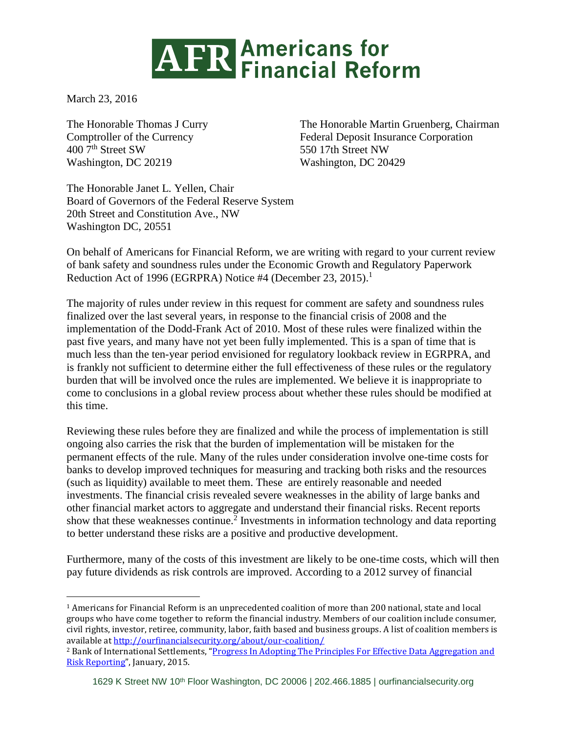# AFR Americans for Financial Reform

March 23, 2016

The Honorable Thomas J Curry
Comptroller of the Currency
400 7th Street SW
Washington, DC 20219

The Honorable Martin Gruenberg, Chairman
Federal Deposit Insurance Corporation
550 17th Street NW
Washington, DC 20429

The Honorable Janet L. Yellen, Chair
Board of Governors of the Federal Reserve System
20th Street and Constitution Ave., NW
Washington DC, 20551

On behalf of Americans for Financial Reform, we are writing with regard to your current review of bank safety and soundness rules under the Economic Growth and Regulatory Paperwork Reduction Act of 1996 (EGRPRA) Notice #4 (December 23, 2015).[1]

The majority of rules under review in this request for comment are safety and soundness rules finalized over the last several years, in response to the financial crisis of 2008 and the implementation of the Dodd-Frank Act of 2010. Most of these rules were finalized within the past five years, and many have not yet been fully implemented. This is a span of time that is much less than the ten-year period envisioned for regulatory lookback review in EGRPRA, and is frankly not sufficient to determine either the full effectiveness of these rules or the regulatory burden that will be involved once the rules are implemented. We believe it is inappropriate to come to conclusions in a global review process about whether these rules should be modified at this time.

Reviewing these rules before they are finalized and while the process of implementation is still ongoing also carries the risk that the burden of implementation will be mistaken for the permanent effects of the rule. Many of the rules under consideration involve one-time costs for banks to develop improved techniques for measuring and tracking both risks and the resources (such as liquidity) available to meet them. These are entirely reasonable and needed investments. The financial crisis revealed severe weaknesses in the ability of large banks and other financial market actors to aggregate and understand their financial risks. Recent reports show that these weaknesses continue.[2] Investments in information technology and data reporting to better understand these risks are a positive and productive development.

Furthermore, many of the costs of this investment are likely to be one-time costs, which will then pay future dividends as risk controls are improved. According to a 2012 survey of financial

---

[1] Americans for Financial Reform is an unprecedented coalition of more than 200 national, state and local groups who have come together to reform the financial industry. Members of our coalition include consumer, civil rights, investor, retiree, community, labor, faith based and business groups. A list of coalition members is available at http://ourfinancialsecurity.org/about/our-coalition/

[2] Bank of International Settlements, "Progress In Adopting The Principles For Effective Data Aggregation and Risk Reporting", January, 2015.

1629 K Street NW 10th Floor Washington, DC 20006 | 202.466.1885 | ourfinancialsecurity.org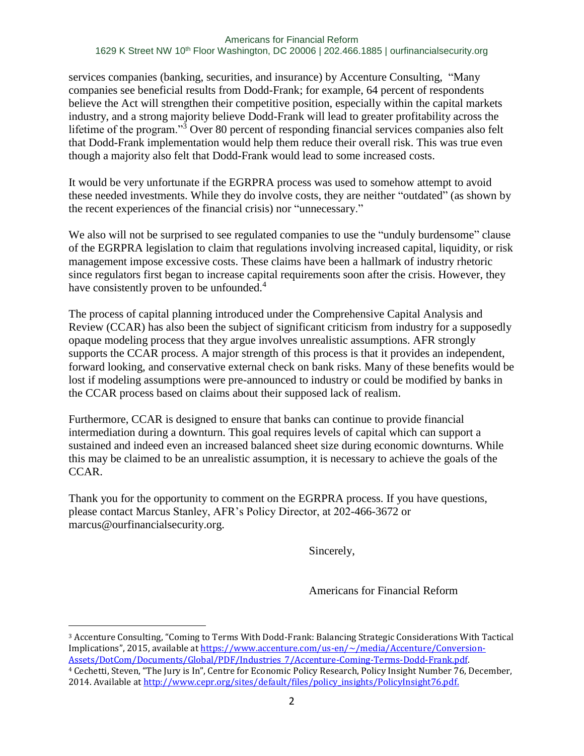services companies (banking, securities, and insurance) by Accenture Consulting, "Many companies see beneficial results from Dodd-Frank; for example, 64 percent of respondents believe the Act will strengthen their competitive position, especially within the capital markets industry, and a strong majority believe Dodd-Frank will lead to greater profitability across the lifetime of the program."[3] Over 80 percent of responding financial services companies also felt that Dodd-Frank implementation would help them reduce their overall risk. This was true even though a majority also felt that Dodd-Frank would lead to some increased costs.

It would be very unfortunate if the EGRPRA process was used to somehow attempt to avoid these needed investments. While they do involve costs, they are neither "outdated" (as shown by the recent experiences of the financial crisis) nor "unnecessary."

We also will not be surprised to see regulated companies to use the "unduly burdensome" clause of the EGRPRA legislation to claim that regulations involving increased capital, liquidity, or risk management impose excessive costs. These claims have been a hallmark of industry rhetoric since regulators first began to increase capital requirements soon after the crisis. However, they have consistently proven to be unfounded.[4]

The process of capital planning introduced under the Comprehensive Capital Analysis and Review (CCAR) has also been the subject of significant criticism from industry for a supposedly opaque modeling process that they argue involves unrealistic assumptions. AFR strongly supports the CCAR process. A major strength of this process is that it provides an independent, forward looking, and conservative external check on bank risks. Many of these benefits would be lost if modeling assumptions were pre-announced to industry or could be modified by banks in the CCAR process based on claims about their supposed lack of realism.

Furthermore, CCAR is designed to ensure that banks can continue to provide financial intermediation during a downturn. This goal requires levels of capital which can support a sustained and indeed even an increased balanced sheet size during economic downturns. While this may be claimed to be an unrealistic assumption, it is necessary to achieve the goals of the CCAR.

Thank you for the opportunity to comment on the EGRPRA process. If you have questions, please contact Marcus Stanley, AFR's Policy Director, at 202-466-3672 or marcus@ourfinancialsecurity.org.

Sincerely,

Americans for Financial Reform

---

[3] Accenture Consulting, "Coming to Terms With Dodd-Frank: Balancing Strategic Considerations With Tactical Implications", 2015, available at https://www.accenture.com/us-en/~/media/Accenture/Conversion-Assets/DotCom/Documents/Global/PDF/Industries_7/Accenture-Coming-Terms-Dodd-Frank.pdf.

[4] Cechetti, Steven, "The Jury is In", Centre for Economic Policy Research, Policy Insight Number 76, December, 2014. Available at http://www.cepr.org/sites/default/files/policy_insights/PolicyInsight76.pdf.